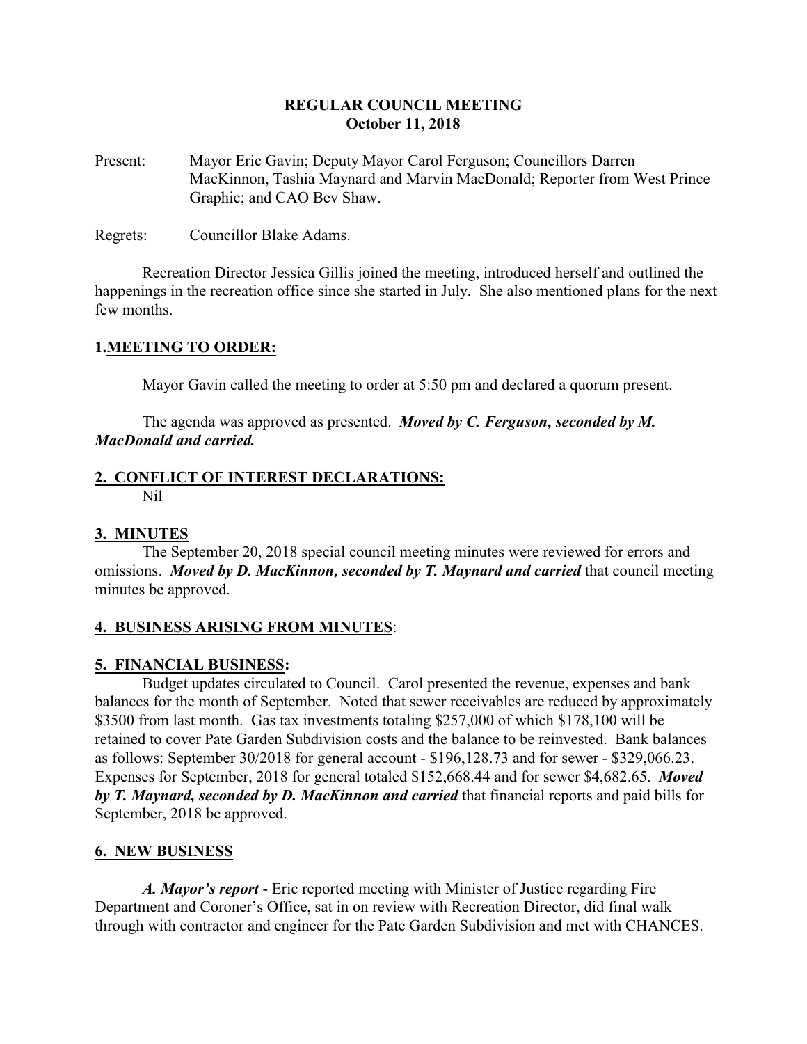**REGULAR COUNCIL MEETING**
**October 11, 2018**

Present: Mayor Eric Gavin; Deputy Mayor Carol Ferguson; Councillors Darren MacKinnon, Tashia Maynard and Marvin MacDonald; Reporter from West Prince Graphic; and CAO Bev Shaw.

Regrets: Councillor Blake Adams.

Recreation Director Jessica Gillis joined the meeting, introduced herself and outlined the happenings in the recreation office since she started in July. She also mentioned plans for the next few months.

## 1. MEETING TO ORDER:

Mayor Gavin called the meeting to order at 5:50 pm and declared a quorum present.

The agenda was approved as presented. ***Moved by C. Ferguson, seconded by M. MacDonald and carried.***

## 2. CONFLICT OF INTEREST DECLARATIONS:

Nil

## 3. MINUTES

The September 20, 2018 special council meeting minutes were reviewed for errors and omissions. ***Moved by D. MacKinnon, seconded by T. Maynard and carried*** that council meeting minutes be approved.

## 4. BUSINESS ARISING FROM MINUTES:

## 5. FINANCIAL BUSINESS:

Budget updates circulated to Council. Carol presented the revenue, expenses and bank balances for the month of September. Noted that sewer receivables are reduced by approximately $3500 from last month. Gas tax investments totaling $257,000 of which $178,100 will be retained to cover Pate Garden Subdivision costs and the balance to be reinvested. Bank balances as follows: September 30/2018 for general account - $196,128.73 and for sewer - $329,066.23. Expenses for September, 2018 for general totaled $152,668.44 and for sewer $4,682.65. ***Moved by T. Maynard, seconded by D. MacKinnon and carried*** that financial reports and paid bills for September, 2018 be approved.

## 6. NEW BUSINESS

***A. Mayor's report*** - Eric reported meeting with Minister of Justice regarding Fire Department and Coroner's Office, sat in on review with Recreation Director, did final walk through with contractor and engineer for the Pate Garden Subdivision and met with CHANCES.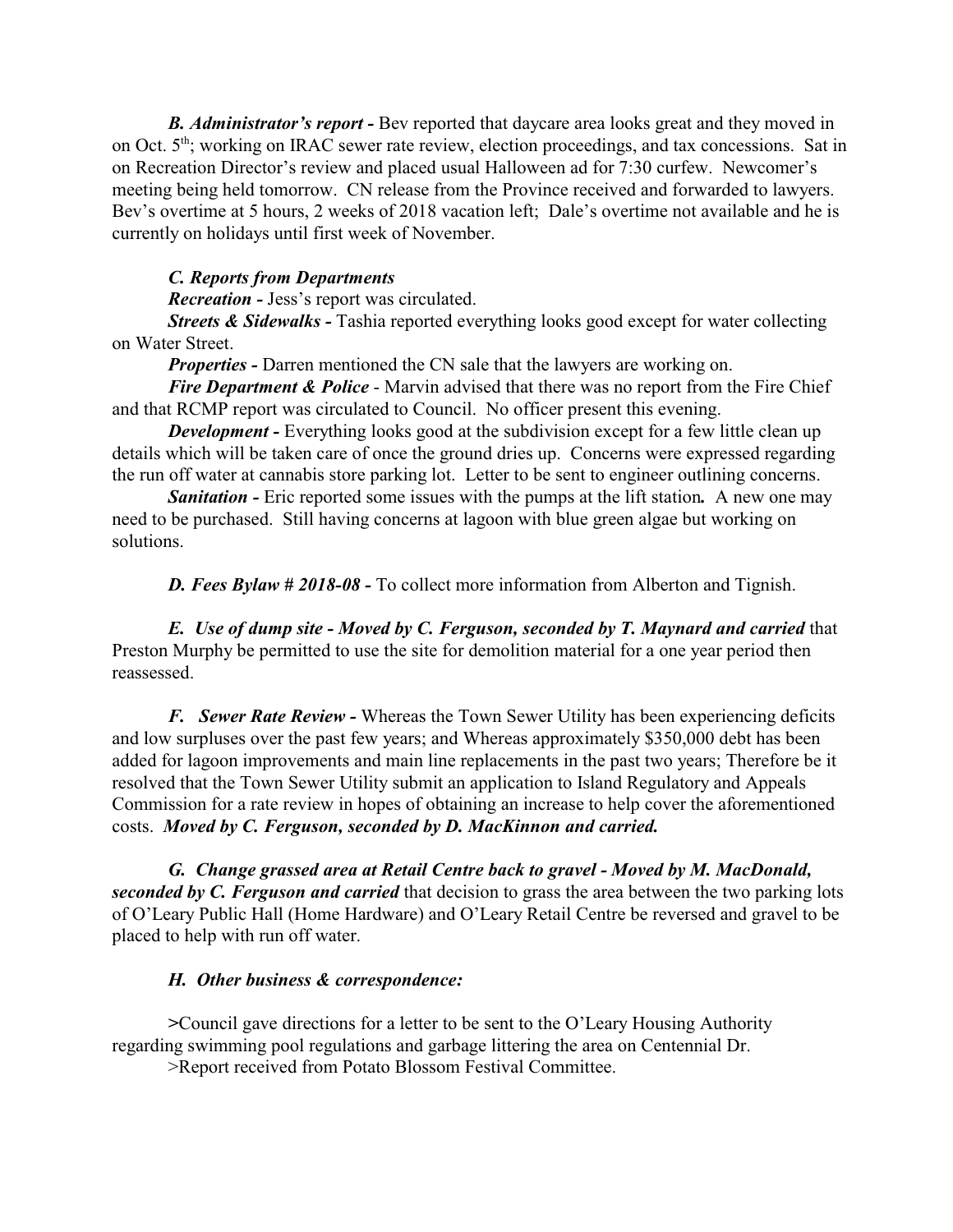***B. Administrator's report -*** Bev reported that daycare area looks great and they moved in on Oct. 5th; working on IRAC sewer rate review, election proceedings, and tax concessions. Sat in on Recreation Director's review and placed usual Halloween ad for 7:30 curfew. Newcomer's meeting being held tomorrow. CN release from the Province received and forwarded to lawyers. Bev's overtime at 5 hours, 2 weeks of 2018 vacation left; Dale's overtime not available and he is currently on holidays until first week of November.

***C. Reports from Departments***

***Recreation -*** Jess's report was circulated.

***Streets & Sidewalks -*** Tashia reported everything looks good except for water collecting on Water Street.

***Properties -*** Darren mentioned the CN sale that the lawyers are working on.

***Fire Department & Police*** - Marvin advised that there was no report from the Fire Chief and that RCMP report was circulated to Council. No officer present this evening.

***Development -*** Everything looks good at the subdivision except for a few little clean up details which will be taken care of once the ground dries up. Concerns were expressed regarding the run off water at cannabis store parking lot. Letter to be sent to engineer outlining concerns.

***Sanitation -*** Eric reported some issues with the pumps at the lift station**.** A new one may need to be purchased. Still having concerns at lagoon with blue green algae but working on solutions.

***D. Fees Bylaw # 2018-08 -*** To collect more information from Alberton and Tignish.

***E. Use of dump site - Moved by C. Ferguson, seconded by T. Maynard and carried*** that Preston Murphy be permitted to use the site for demolition material for a one year period then reassessed.

***F. Sewer Rate Review -*** Whereas the Town Sewer Utility has been experiencing deficits and low surpluses over the past few years; and Whereas approximately $350,000 debt has been added for lagoon improvements and main line replacements in the past two years; Therefore be it resolved that the Town Sewer Utility submit an application to Island Regulatory and Appeals Commission for a rate review in hopes of obtaining an increase to help cover the aforementioned costs. ***Moved by C. Ferguson, seconded by D. MacKinnon and carried.***

***G. Change grassed area at Retail Centre back to gravel - Moved by M. MacDonald, seconded by C. Ferguson and carried*** that decision to grass the area between the two parking lots of O'Leary Public Hall (Home Hardware) and O'Leary Retail Centre be reversed and gravel to be placed to help with run off water.

***H. Other business & correspondence:***

>Council gave directions for a letter to be sent to the O'Leary Housing Authority regarding swimming pool regulations and garbage littering the area on Centennial Dr.

>Report received from Potato Blossom Festival Committee.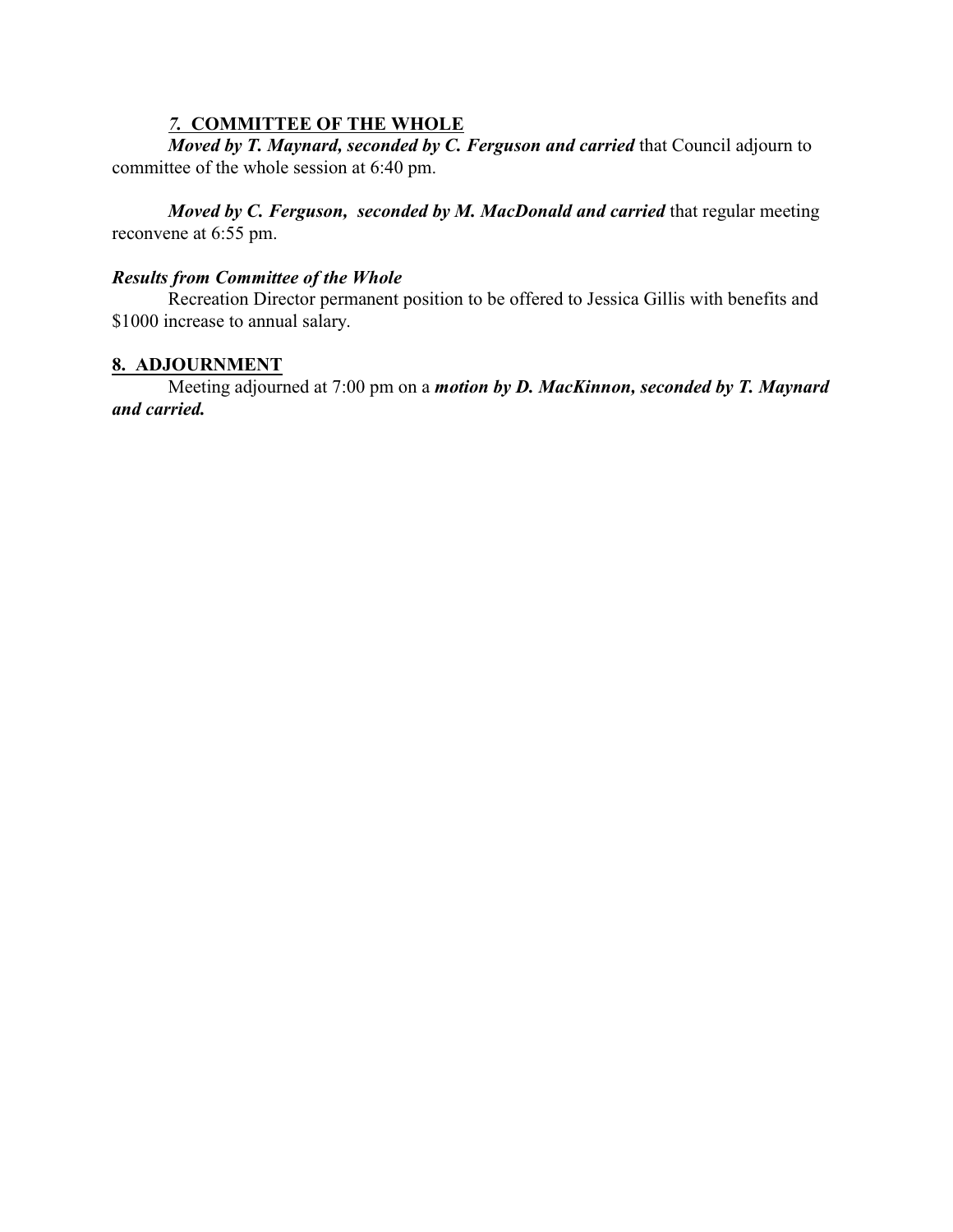## *7.* **COMMITTEE OF THE WHOLE**

***Moved by T. Maynard, seconded by C. Ferguson and carried*** that Council adjourn to committee of the whole session at 6:40 pm.

***Moved by C. Ferguson, seconded by M. MacDonald and carried*** that regular meeting reconvene at 6:55 pm.

***Results from Committee of the Whole***

Recreation Director permanent position to be offered to Jessica Gillis with benefits and $1000 increase to annual salary.

## **8. ADJOURNMENT**

Meeting adjourned at 7:00 pm on a ***motion by D. MacKinnon, seconded by T. Maynard and carried.***